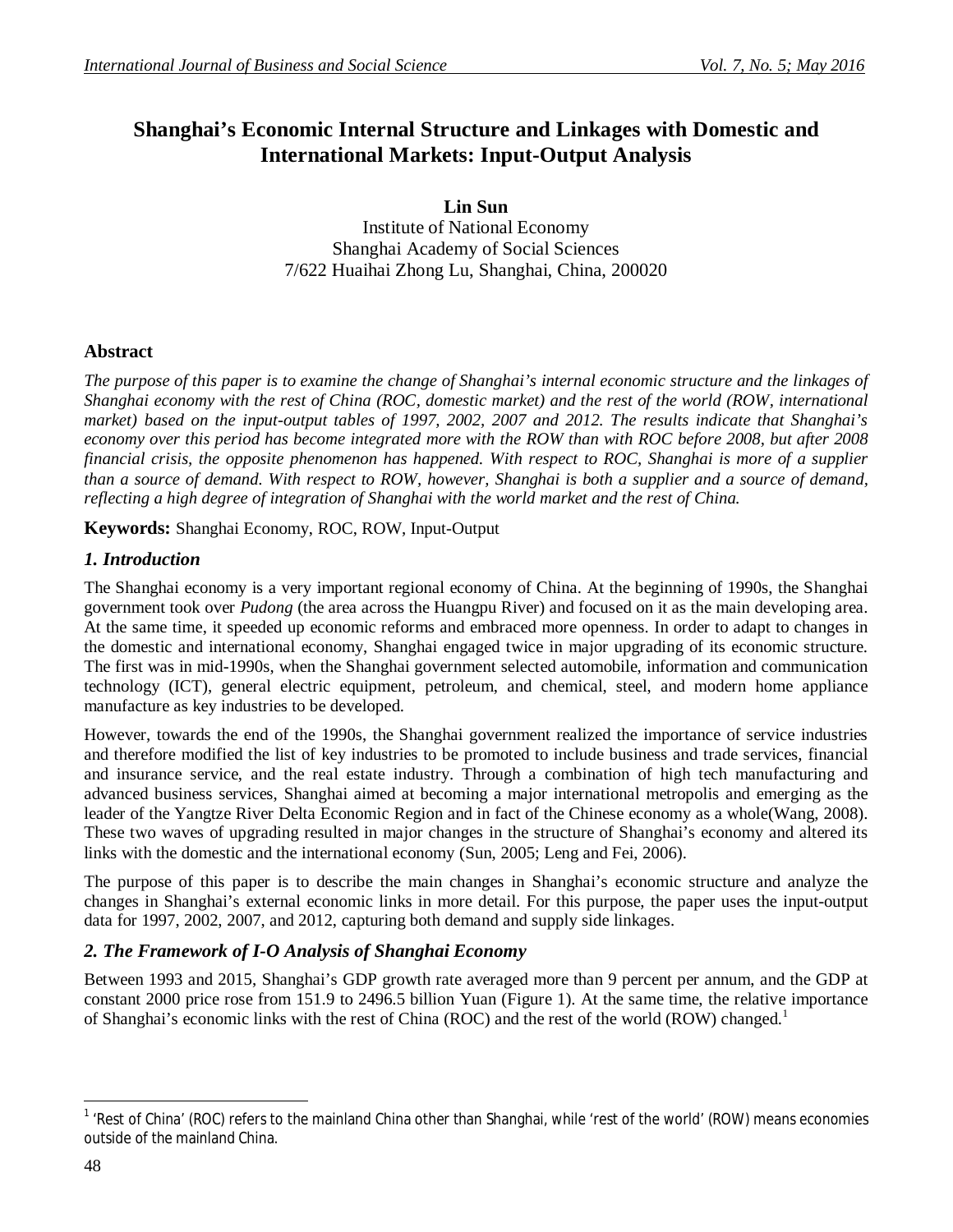# Shanghai's Economic Internal Structure and Linkages with Domestic and International Markets: Input-Output Analysis

**Lin Sun**
Institute of National Economy
Shanghai Academy of Social Sciences
7/622 Huaihai Zhong Lu, Shanghai, China, 200020

## Abstract

*The purpose of this paper is to examine the change of Shanghai's internal economic structure and the linkages of Shanghai economy with the rest of China (ROC, domestic market) and the rest of the world (ROW, international market) based on the input-output tables of 1997, 2002, 2007 and 2012. The results indicate that Shanghai's economy over this period has become integrated more with the ROW than with ROC before 2008, but after 2008 financial crisis, the opposite phenomenon has happened. With respect to ROC, Shanghai is more of a supplier than a source of demand. With respect to ROW, however, Shanghai is both a supplier and a source of demand, reflecting a high degree of integration of Shanghai with the world market and the rest of China.*

**Keywords:** Shanghai Economy, ROC, ROW, Input-Output

## *1. Introduction*

The Shanghai economy is a very important regional economy of China. At the beginning of 1990s, the Shanghai government took over *Pudong* (the area across the Huangpu River) and focused on it as the main developing area. At the same time, it speeded up economic reforms and embraced more openness. In order to adapt to changes in the domestic and international economy, Shanghai engaged twice in major upgrading of its economic structure. The first was in mid-1990s, when the Shanghai government selected automobile, information and communication technology (ICT), general electric equipment, petroleum, and chemical, steel, and modern home appliance manufacture as key industries to be developed.

However, towards the end of the 1990s, the Shanghai government realized the importance of service industries and therefore modified the list of key industries to be promoted to include business and trade services, financial and insurance service, and the real estate industry. Through a combination of high tech manufacturing and advanced business services, Shanghai aimed at becoming a major international metropolis and emerging as the leader of the Yangtze River Delta Economic Region and in fact of the Chinese economy as a whole(Wang, 2008). These two waves of upgrading resulted in major changes in the structure of Shanghai's economy and altered its links with the domestic and the international economy (Sun, 2005; Leng and Fei, 2006).

The purpose of this paper is to describe the main changes in Shanghai's economic structure and analyze the changes in Shanghai's external economic links in more detail. For this purpose, the paper uses the input-output data for 1997, 2002, 2007, and 2012, capturing both demand and supply side linkages.

## *2. The Framework of I-O Analysis of Shanghai Economy*

Between 1993 and 2015, Shanghai's GDP growth rate averaged more than 9 percent per annum, and the GDP at constant 2000 price rose from 151.9 to 2496.5 billion Yuan (Figure 1). At the same time, the relative importance of Shanghai's economic links with the rest of China (ROC) and the rest of the world (ROW) changed.[1]

---

[1] 'Rest of China' (ROC) refers to the mainland China other than Shanghai, while 'rest of the world' (ROW) means economies outside of the mainland China.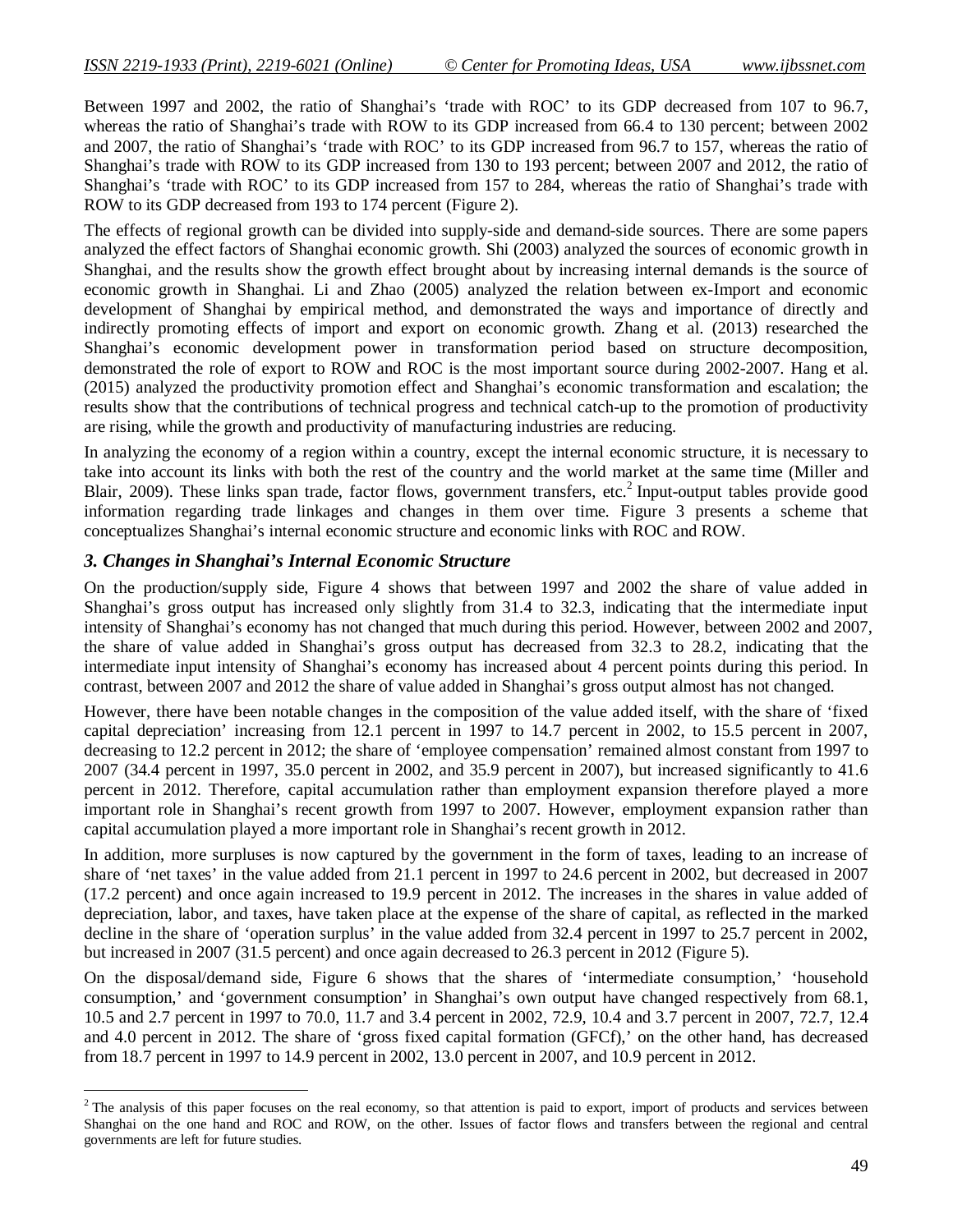Between 1997 and 2002, the ratio of Shanghai's 'trade with ROC' to its GDP decreased from 107 to 96.7, whereas the ratio of Shanghai's trade with ROW to its GDP increased from 66.4 to 130 percent; between 2002 and 2007, the ratio of Shanghai's 'trade with ROC' to its GDP increased from 96.7 to 157, whereas the ratio of Shanghai's trade with ROW to its GDP increased from 130 to 193 percent; between 2007 and 2012, the ratio of Shanghai's 'trade with ROC' to its GDP increased from 157 to 284, whereas the ratio of Shanghai's trade with ROW to its GDP decreased from 193 to 174 percent (Figure 2).

The effects of regional growth can be divided into supply-side and demand-side sources. There are some papers analyzed the effect factors of Shanghai economic growth. Shi (2003) analyzed the sources of economic growth in Shanghai, and the results show the growth effect brought about by increasing internal demands is the source of economic growth in Shanghai. Li and Zhao (2005) analyzed the relation between ex-Import and economic development of Shanghai by empirical method, and demonstrated the ways and importance of directly and indirectly promoting effects of import and export on economic growth. Zhang et al. (2013) researched the Shanghai's economic development power in transformation period based on structure decomposition, demonstrated the role of export to ROW and ROC is the most important source during 2002-2007. Hang et al. (2015) analyzed the productivity promotion effect and Shanghai's economic transformation and escalation; the results show that the contributions of technical progress and technical catch-up to the promotion of productivity are rising, while the growth and productivity of manufacturing industries are reducing.

In analyzing the economy of a region within a country, except the internal economic structure, it is necessary to take into account its links with both the rest of the country and the world market at the same time (Miller and Blair, 2009). These links span trade, factor flows, government transfers, etc.[2] Input-output tables provide good information regarding trade linkages and changes in them over time. Figure 3 presents a scheme that conceptualizes Shanghai's internal economic structure and economic links with ROC and ROW.

### *3. Changes in Shanghai's Internal Economic Structure*

On the production/supply side, Figure 4 shows that between 1997 and 2002 the share of value added in Shanghai's gross output has increased only slightly from 31.4 to 32.3, indicating that the intermediate input intensity of Shanghai's economy has not changed that much during this period. However, between 2002 and 2007, the share of value added in Shanghai's gross output has decreased from 32.3 to 28.2, indicating that the intermediate input intensity of Shanghai's economy has increased about 4 percent points during this period. In contrast, between 2007 and 2012 the share of value added in Shanghai's gross output almost has not changed.

However, there have been notable changes in the composition of the value added itself, with the share of 'fixed capital depreciation' increasing from 12.1 percent in 1997 to 14.7 percent in 2002, to 15.5 percent in 2007, decreasing to 12.2 percent in 2012; the share of 'employee compensation' remained almost constant from 1997 to 2007 (34.4 percent in 1997, 35.0 percent in 2002, and 35.9 percent in 2007), but increased significantly to 41.6 percent in 2012. Therefore, capital accumulation rather than employment expansion therefore played a more important role in Shanghai's recent growth from 1997 to 2007. However, employment expansion rather than capital accumulation played a more important role in Shanghai's recent growth in 2012.

In addition, more surpluses is now captured by the government in the form of taxes, leading to an increase of share of 'net taxes' in the value added from 21.1 percent in 1997 to 24.6 percent in 2002, but decreased in 2007 (17.2 percent) and once again increased to 19.9 percent in 2012. The increases in the shares in value added of depreciation, labor, and taxes, have taken place at the expense of the share of capital, as reflected in the marked decline in the share of 'operation surplus' in the value added from 32.4 percent in 1997 to 25.7 percent in 2002, but increased in 2007 (31.5 percent) and once again decreased to 26.3 percent in 2012 (Figure 5).

On the disposal/demand side, Figure 6 shows that the shares of 'intermediate consumption,' 'household consumption,' and 'government consumption' in Shanghai's own output have changed respectively from 68.1, 10.5 and 2.7 percent in 1997 to 70.0, 11.7 and 3.4 percent in 2002, 72.9, 10.4 and 3.7 percent in 2007, 72.7, 12.4 and 4.0 percent in 2012. The share of 'gross fixed capital formation (GFCf),' on the other hand, has decreased from 18.7 percent in 1997 to 14.9 percent in 2002, 13.0 percent in 2007, and 10.9 percent in 2012.

---

[2] The analysis of this paper focuses on the real economy, so that attention is paid to export, import of products and services between Shanghai on the one hand and ROC and ROW, on the other. Issues of factor flows and transfers between the regional and central governments are left for future studies.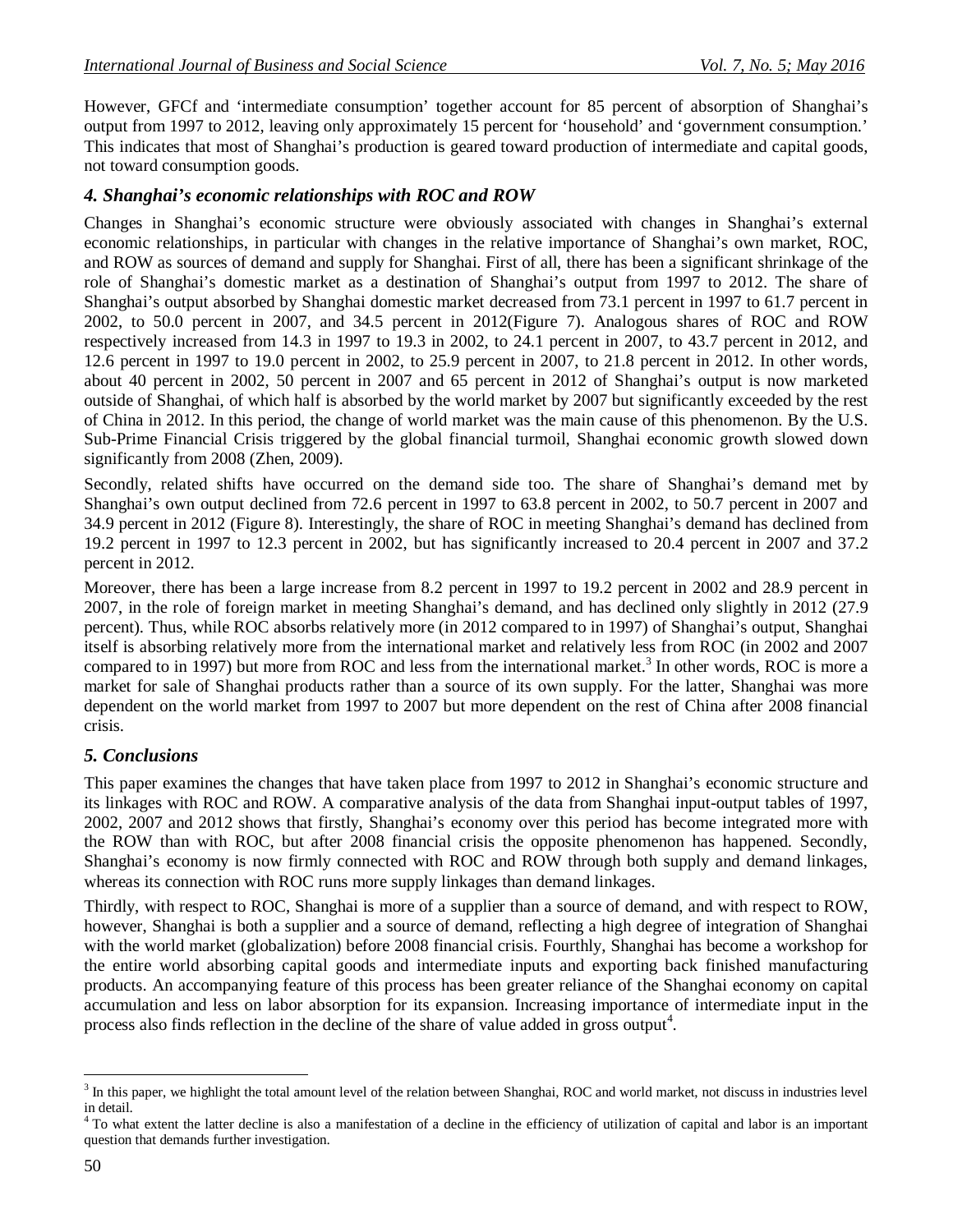However, GFCf and 'intermediate consumption' together account for 85 percent of absorption of Shanghai's output from 1997 to 2012, leaving only approximately 15 percent for 'household' and 'government consumption.' This indicates that most of Shanghai's production is geared toward production of intermediate and capital goods, not toward consumption goods.

### *4. Shanghai's economic relationships with ROC and ROW*

Changes in Shanghai's economic structure were obviously associated with changes in Shanghai's external economic relationships, in particular with changes in the relative importance of Shanghai's own market, ROC, and ROW as sources of demand and supply for Shanghai. First of all, there has been a significant shrinkage of the role of Shanghai's domestic market as a destination of Shanghai's output from 1997 to 2012. The share of Shanghai's output absorbed by Shanghai domestic market decreased from 73.1 percent in 1997 to 61.7 percent in 2002, to 50.0 percent in 2007, and 34.5 percent in 2012(Figure 7). Analogous shares of ROC and ROW respectively increased from 14.3 in 1997 to 19.3 in 2002, to 24.1 percent in 2007, to 43.7 percent in 2012, and 12.6 percent in 1997 to 19.0 percent in 2002, to 25.9 percent in 2007, to 21.8 percent in 2012. In other words, about 40 percent in 2002, 50 percent in 2007 and 65 percent in 2012 of Shanghai's output is now marketed outside of Shanghai, of which half is absorbed by the world market by 2007 but significantly exceeded by the rest of China in 2012. In this period, the change of world market was the main cause of this phenomenon. By the U.S. Sub-Prime Financial Crisis triggered by the global financial turmoil, Shanghai economic growth slowed down significantly from 2008 (Zhen, 2009).

Secondly, related shifts have occurred on the demand side too. The share of Shanghai's demand met by Shanghai's own output declined from 72.6 percent in 1997 to 63.8 percent in 2002, to 50.7 percent in 2007 and 34.9 percent in 2012 (Figure 8). Interestingly, the share of ROC in meeting Shanghai's demand has declined from 19.2 percent in 1997 to 12.3 percent in 2002, but has significantly increased to 20.4 percent in 2007 and 37.2 percent in 2012.

Moreover, there has been a large increase from 8.2 percent in 1997 to 19.2 percent in 2002 and 28.9 percent in 2007, in the role of foreign market in meeting Shanghai's demand, and has declined only slightly in 2012 (27.9 percent). Thus, while ROC absorbs relatively more (in 2012 compared to in 1997) of Shanghai's output, Shanghai itself is absorbing relatively more from the international market and relatively less from ROC (in 2002 and 2007 compared to in 1997) but more from ROC and less from the international market.[3] In other words, ROC is more a market for sale of Shanghai products rather than a source of its own supply. For the latter, Shanghai was more dependent on the world market from 1997 to 2007 but more dependent on the rest of China after 2008 financial crisis.

### *5. Conclusions*

This paper examines the changes that have taken place from 1997 to 2012 in Shanghai's economic structure and its linkages with ROC and ROW. A comparative analysis of the data from Shanghai input-output tables of 1997, 2002, 2007 and 2012 shows that firstly, Shanghai's economy over this period has become integrated more with the ROW than with ROC, but after 2008 financial crisis the opposite phenomenon has happened. Secondly, Shanghai's economy is now firmly connected with ROC and ROW through both supply and demand linkages, whereas its connection with ROC runs more supply linkages than demand linkages.

Thirdly, with respect to ROC, Shanghai is more of a supplier than a source of demand, and with respect to ROW, however, Shanghai is both a supplier and a source of demand, reflecting a high degree of integration of Shanghai with the world market (globalization) before 2008 financial crisis. Fourthly, Shanghai has become a workshop for the entire world absorbing capital goods and intermediate inputs and exporting back finished manufacturing products. An accompanying feature of this process has been greater reliance of the Shanghai economy on capital accumulation and less on labor absorption for its expansion. Increasing importance of intermediate input in the process also finds reflection in the decline of the share of value added in gross output[4].

---

[3] In this paper, we highlight the total amount level of the relation between Shanghai, ROC and world market, not discuss in industries level in detail.

[4] To what extent the latter decline is also a manifestation of a decline in the efficiency of utilization of capital and labor is an important question that demands further investigation.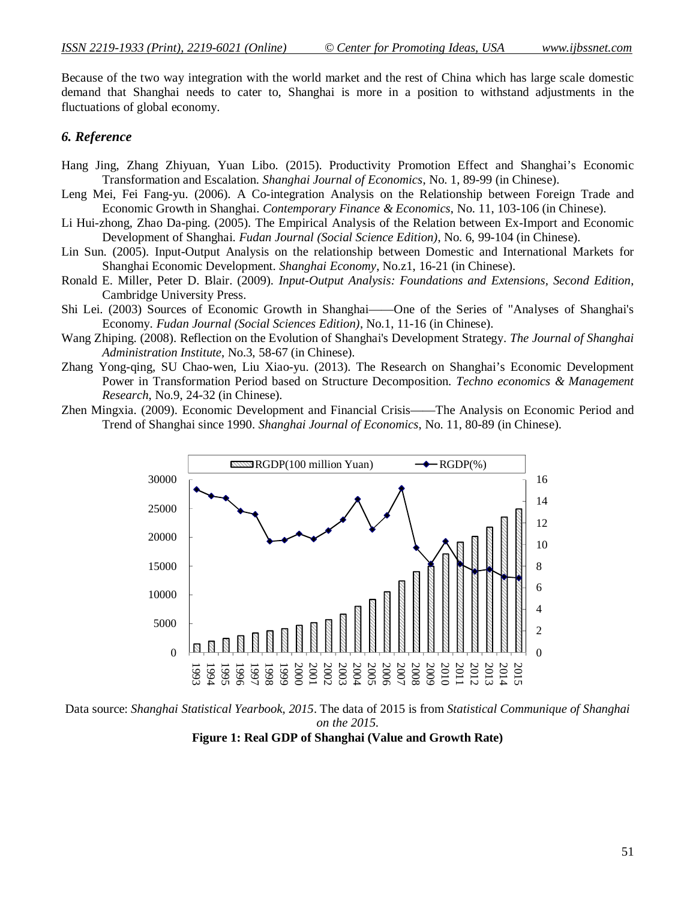Because of the two way integration with the world market and the rest of China which has large scale domestic demand that Shanghai needs to cater to, Shanghai is more in a position to withstand adjustments in the fluctuations of global economy.

### *6. Reference*

Hang Jing, Zhang Zhiyuan, Yuan Libo. (2015). Productivity Promotion Effect and Shanghai's Economic Transformation and Escalation. *Shanghai Journal of Economics*, No. 1, 89-99 (in Chinese).

Leng Mei, Fei Fang-yu. (2006). A Co-integration Analysis on the Relationship between Foreign Trade and Economic Growth in Shanghai. *Contemporary Finance & Economics*, No. 11, 103-106 (in Chinese).

Li Hui-zhong, Zhao Da-ping. (2005). The Empirical Analysis of the Relation between Ex-Import and Economic Development of Shanghai. *Fudan Journal (Social Science Edition)*, No. 6, 99-104 (in Chinese).

Lin Sun. (2005). Input-Output Analysis on the relationship between Domestic and International Markets for Shanghai Economic Development. *Shanghai Economy*, No.z1, 16-21 (in Chinese).

Ronald E. Miller, Peter D. Blair. (2009). *Input-Output Analysis: Foundations and Extensions, Second Edition*, Cambridge University Press.

Shi Lei. (2003) Sources of Economic Growth in Shanghai——One of the Series of "Analyses of Shanghai's Economy. *Fudan Journal (Social Sciences Edition)*, No.1, 11-16 (in Chinese).

Wang Zhiping. (2008). Reflection on the Evolution of Shanghai's Development Strategy. *The Journal of Shanghai Administration Institute*, No.3, 58-67 (in Chinese).

Zhang Yong-qing, SU Chao-wen, Liu Xiao-yu. (2013). The Research on Shanghai's Economic Development Power in Transformation Period based on Structure Decomposition. *Techno economics & Management Research*, No.9, 24-32 (in Chinese).

Zhen Mingxia. (2009). Economic Development and Financial Crisis——The Analysis on Economic Period and Trend of Shanghai since 1990. *Shanghai Journal of Economics*, No. 11, 80-89 (in Chinese).

Data source: *Shanghai Statistical Yearbook, 2015*. The data of 2015 is from *Statistical Communique of Shanghai on the 2015.*

**Figure 1: Real GDP of Shanghai (Value and Growth Rate)**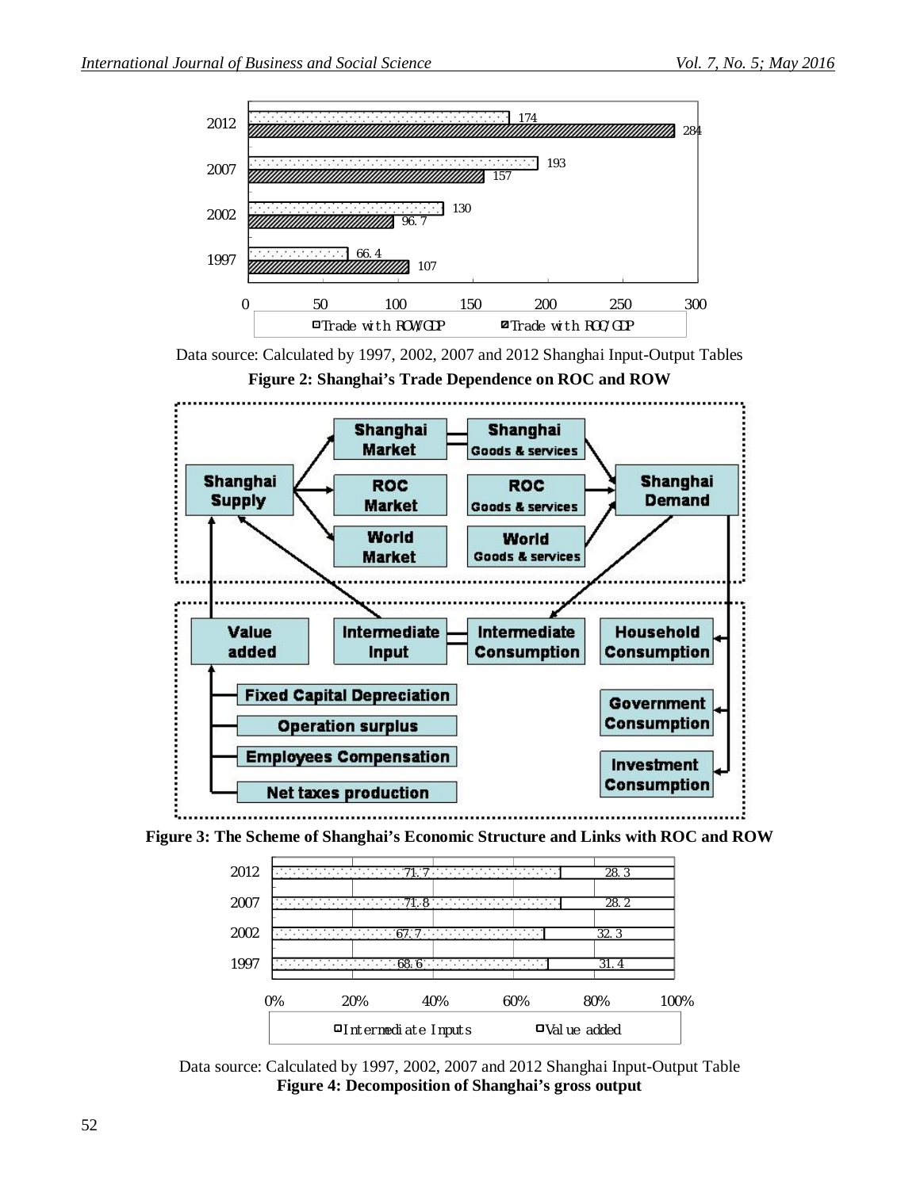Data source: Calculated by 1997, 2002, 2007 and 2012 Shanghai Input-Output Tables

**Figure 2: Shanghai's Trade Dependence on ROC and ROW**

**Figure 3: The Scheme of Shanghai's Economic Structure and Links with ROC and ROW**

Data source: Calculated by 1997, 2002, 2007 and 2012 Shanghai Input-Output Table

**Figure 4: Decomposition of Shanghai's gross output**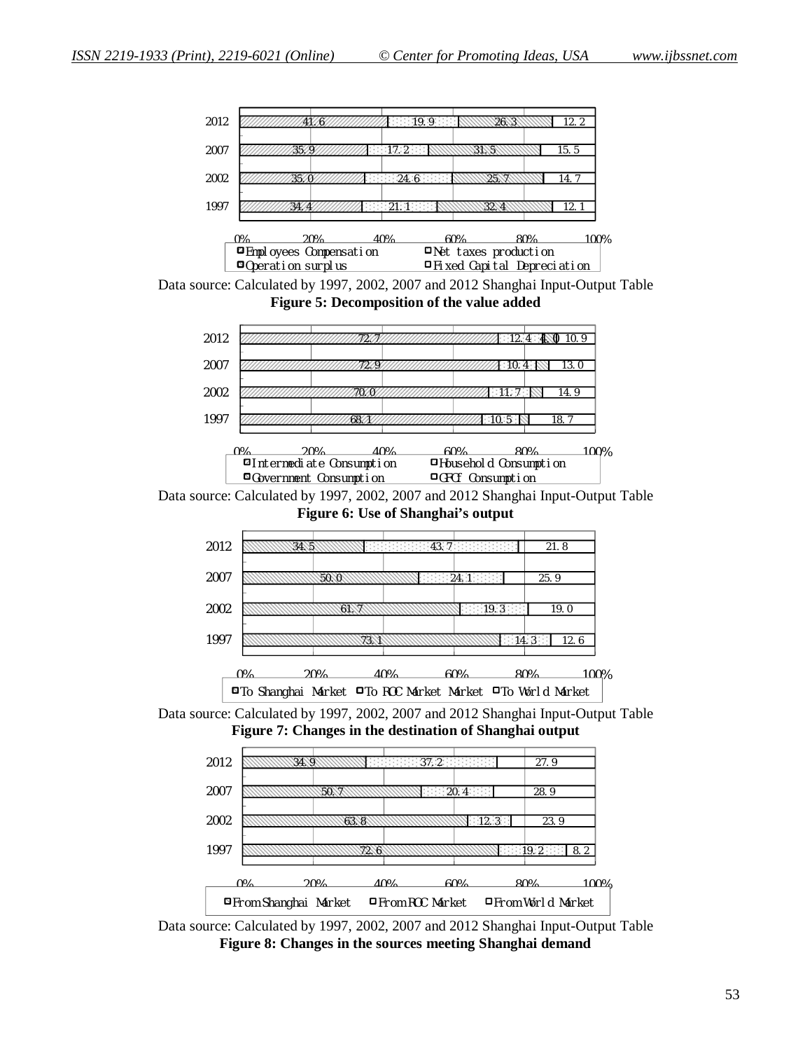2012 41.6 19.9 26.3 12.2

2007 35.9 17.2 31.5 15.5

2002 35.0 24.6 25.7 14.7

1997 34.4 21.1 32.4 12.1

0% 20% 40% 60% 80% 100%

Employees Compensation  Net taxes production

Operation surplus  Fixed Capital Depreciation

Data source: Calculated by 1997, 2002, 2007 and 2012 Shanghai Input-Output Table

**Figure 5: Decomposition of the value added**

2012 72.7 12.4 4.0 10.9

2007 72.9 10.4 13.0

2002 70.0 11.7 14.9

1997 68.1 10.5 18.7

0% 20% 40% 60% 80% 100%

Intermediate Consumption  Household Consumption

Government Consumption  GFCf Consumption

Data source: Calculated by 1997, 2002, 2007 and 2012 Shanghai Input-Output Table

**Figure 6: Use of Shanghai's output**

2012 34.5 43.7 21.8

2007 50.0 24.1 25.9

2002 61.7 19.3 19.0

1997 73.1 14.3 12.6

0% 20% 40% 60% 80% 100%

To Shanghai Market  To ROC Market Market  To World Market

Data source: Calculated by 1997, 2002, 2007 and 2012 Shanghai Input-Output Table

**Figure 7: Changes in the destination of Shanghai output**

2012 34.9 37.2 27.9

2007 50.7 20.4 28.9

2002 63.8 12.3 23.9

1997 72.6 19.2 8.2

0% 20% 40% 60% 80% 100%

From Shanghai Market  From ROC Market  From World Market

Data source: Calculated by 1997, 2002, 2007 and 2012 Shanghai Input-Output Table

**Figure 8: Changes in the sources meeting Shanghai demand**